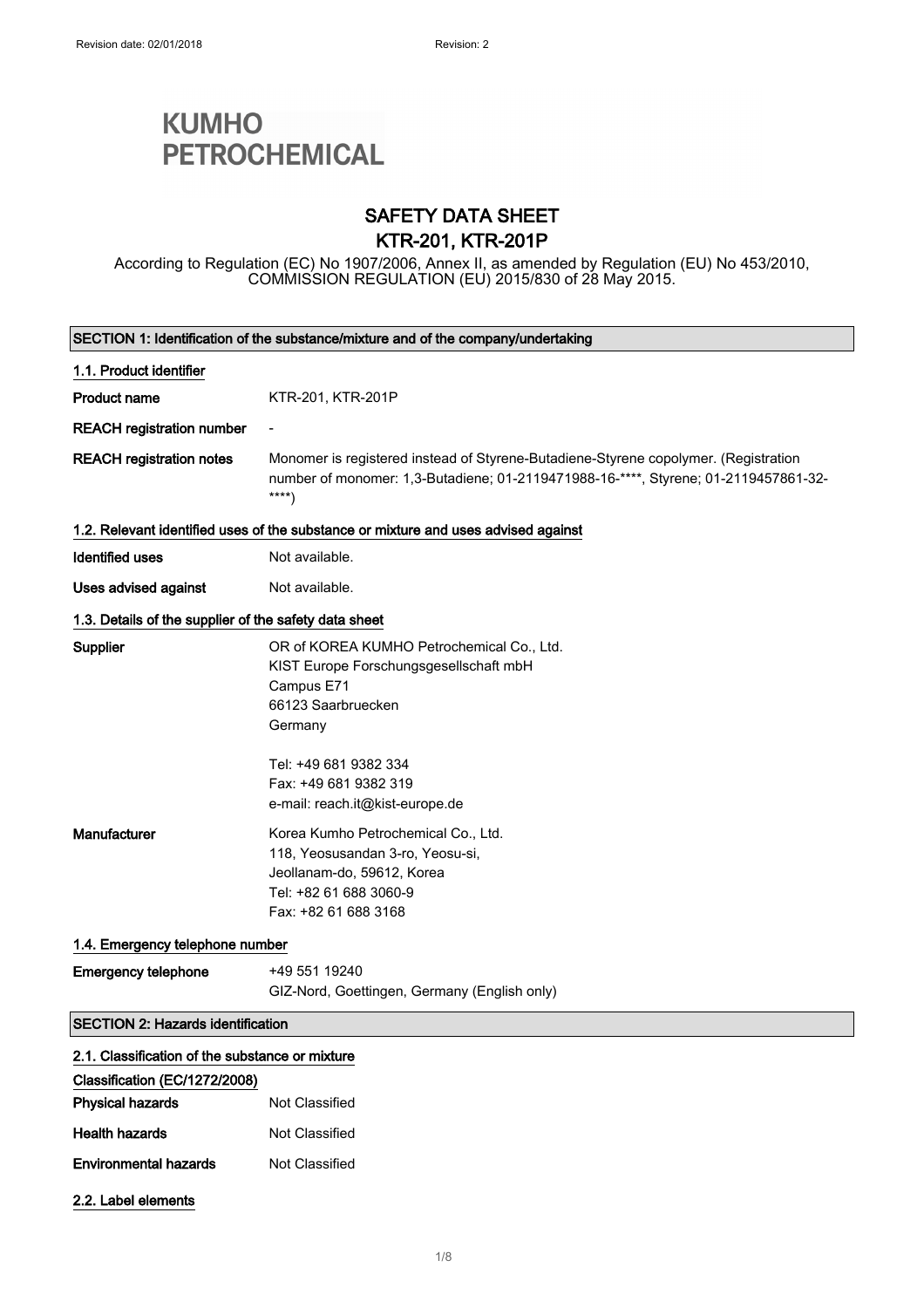Revision date: 02/01/2018 Revision: 2

**KUMHO PETROCHEMICAL**

# SAFETY DATA SHEET
# KTR-201, KTR-201P

According to Regulation (EC) No 1907/2006, Annex II, as amended by Regulation (EU) No 453/2010, COMMISSION REGULATION (EU) 2015/830 of 28 May 2015.

## SECTION 1: Identification of the substance/mixture and of the company/undertaking

### 1.1. Product identifier

**Product name** KTR-201, KTR-201P

**REACH registration number** -

**REACH registration notes** Monomer is registered instead of Styrene-Butadiene-Styrene copolymer. (Registration number of monomer: 1,3-Butadiene; 01-2119471988-16-****, Styrene; 01-2119457861-32-****)

### 1.2. Relevant identified uses of the substance or mixture and uses advised against

**Identified uses** Not available.

**Uses advised against** Not available.

### 1.3. Details of the supplier of the safety data sheet

**Supplier**
OR of KOREA KUMHO Petrochemical Co., Ltd.
KIST Europe Forschungsgesellschaft mbH
Campus E71
66123 Saarbruecken
Germany

Tel: +49 681 9382 334
Fax: +49 681 9382 319
e-mail: reach.it@kist-europe.de

**Manufacturer**
Korea Kumho Petrochemical Co., Ltd.
118, Yeosusandan 3-ro, Yeosu-si,
Jeollanam-do, 59612, Korea
Tel: +82 61 688 3060-9
Fax: +82 61 688 3168

### 1.4. Emergency telephone number

**Emergency telephone** +49 551 19240
GIZ-Nord, Goettingen, Germany (English only)

## SECTION 2: Hazards identification

### 2.1. Classification of the substance or mixture

**Classification (EC/1272/2008)**

**Physical hazards** Not Classified

**Health hazards** Not Classified

**Environmental hazards** Not Classified

### 2.2. Label elements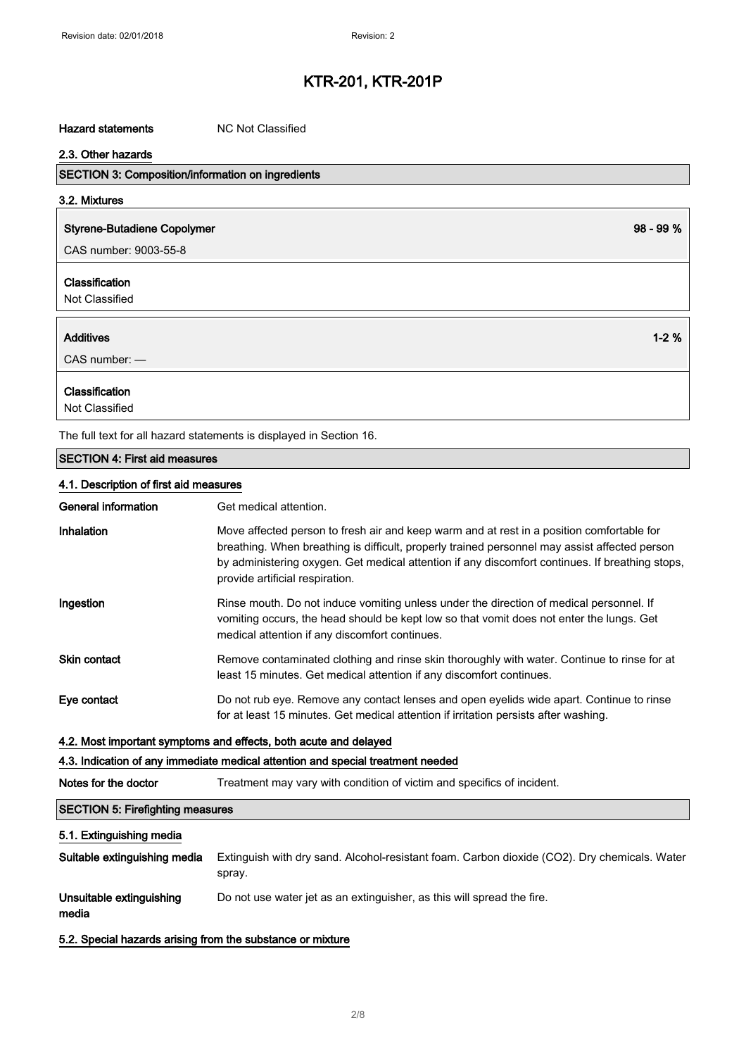**Hazard statements** NC Not Classified

#### 2.3. Other hazards

## SECTION 3: Composition/information on ingredients

#### 3.2. Mixtures

| **Styrene-Butadiene Copolymer** | **98 - 99 %** |
|---|---|
| CAS number: 9003-55-8 | |

**Classification**
Not Classified

| **Additives** | **1-2 %** |
|---|---|
| CAS number: — | |

**Classification**
Not Classified

The full text for all hazard statements is displayed in Section 16.

## SECTION 4: First aid measures

#### 4.1. Description of first aid measures

| | |
|---|---|
| **General information** | Get medical attention. |
| **Inhalation** | Move affected person to fresh air and keep warm and at rest in a position comfortable for breathing. When breathing is difficult, properly trained personnel may assist affected person by administering oxygen. Get medical attention if any discomfort continues. If breathing stops, provide artificial respiration. |
| **Ingestion** | Rinse mouth. Do not induce vomiting unless under the direction of medical personnel. If vomiting occurs, the head should be kept low so that vomit does not enter the lungs. Get medical attention if any discomfort continues. |
| **Skin contact** | Remove contaminated clothing and rinse skin thoroughly with water. Continue to rinse for at least 15 minutes. Get medical attention if any discomfort continues. |
| **Eye contact** | Do not rub eye. Remove any contact lenses and open eyelids wide apart. Continue to rinse for at least 15 minutes. Get medical attention if irritation persists after washing. |

#### 4.2. Most important symptoms and effects, both acute and delayed

#### 4.3. Indication of any immediate medical attention and special treatment needed

**Notes for the doctor** Treatment may vary with condition of victim and specifics of incident.

## SECTION 5: Firefighting measures

#### 5.1. Extinguishing media

| | |
|---|---|
| **Suitable extinguishing media** | Extinguish with dry sand. Alcohol-resistant foam. Carbon dioxide ($CO_2$). Dry chemicals. Water spray. |
| **Unsuitable extinguishing media** | Do not use water jet as an extinguisher, as this will spread the fire. |

#### 5.2. Special hazards arising from the substance or mixture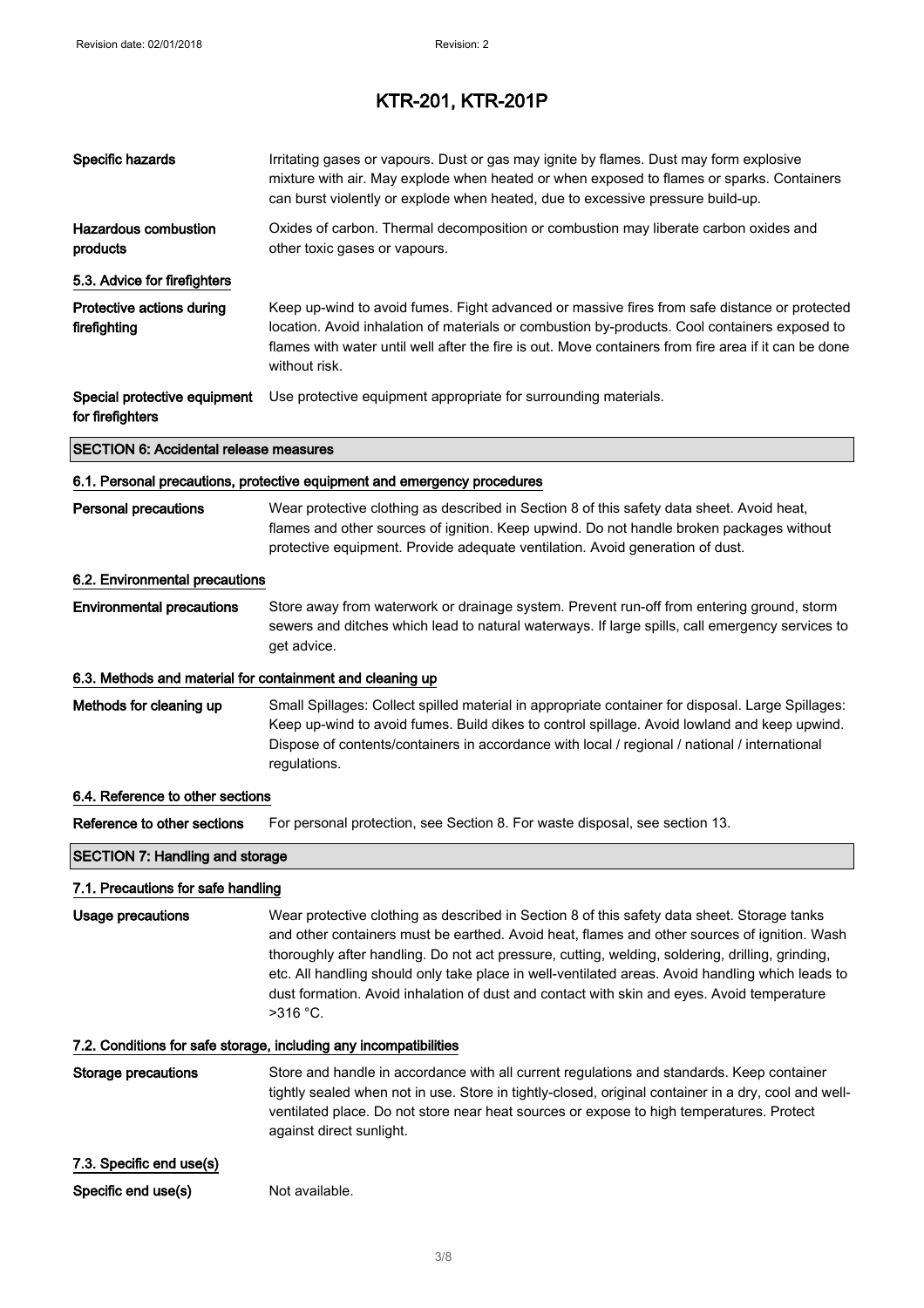**Specific hazards**

Irritating gases or vapours. Dust or gas may ignite by flames. Dust may form explosive mixture with air. May explode when heated or when exposed to flames or sparks. Containers can burst violently or explode when heated, due to excessive pressure build-up.

**Hazardous combustion products**

Oxides of carbon. Thermal decomposition or combustion may liberate carbon oxides and other toxic gases or vapours.

### 5.3. Advice for firefighters

**Protective actions during firefighting**

Keep up-wind to avoid fumes. Fight advanced or massive fires from safe distance or protected location. Avoid inhalation of materials or combustion by-products. Cool containers exposed to flames with water until well after the fire is out. Move containers from fire area if it can be done without risk.

**Special protective equipment for firefighters**

Use protective equipment appropriate for surrounding materials.

## SECTION 6: Accidental release measures

### 6.1. Personal precautions, protective equipment and emergency procedures

**Personal precautions**

Wear protective clothing as described in Section 8 of this safety data sheet. Avoid heat, flames and other sources of ignition. Keep upwind. Do not handle broken packages without protective equipment. Provide adequate ventilation. Avoid generation of dust.

### 6.2. Environmental precautions

**Environmental precautions**

Store away from waterwork or drainage system. Prevent run-off from entering ground, storm sewers and ditches which lead to natural waterways. If large spills, call emergency services to get advice.

### 6.3. Methods and material for containment and cleaning up

**Methods for cleaning up**

Small Spillages: Collect spilled material in appropriate container for disposal. Large Spillages: Keep up-wind to avoid fumes. Build dikes to control spillage. Avoid lowland and keep upwind. Dispose of contents/containers in accordance with local / regional / national / international regulations.

### 6.4. Reference to other sections

**Reference to other sections**

For personal protection, see Section 8. For waste disposal, see section 13.

## SECTION 7: Handling and storage

### 7.1. Precautions for safe handling

**Usage precautions**

Wear protective clothing as described in Section 8 of this safety data sheet. Storage tanks and other containers must be earthed. Avoid heat, flames and other sources of ignition. Wash thoroughly after handling. Do not act pressure, cutting, welding, soldering, drilling, grinding, etc. All handling should only take place in well-ventilated areas. Avoid handling which leads to dust formation. Avoid inhalation of dust and contact with skin and eyes. Avoid temperature >316 °C.

### 7.2. Conditions for safe storage, including any incompatibilities

**Storage precautions**

Store and handle in accordance with all current regulations and standards. Keep container tightly sealed when not in use. Store in tightly-closed, original container in a dry, cool and well-ventilated place. Do not store near heat sources or expose to high temperatures. Protect against direct sunlight.

### 7.3. Specific end use(s)

**Specific end use(s)**

Not available.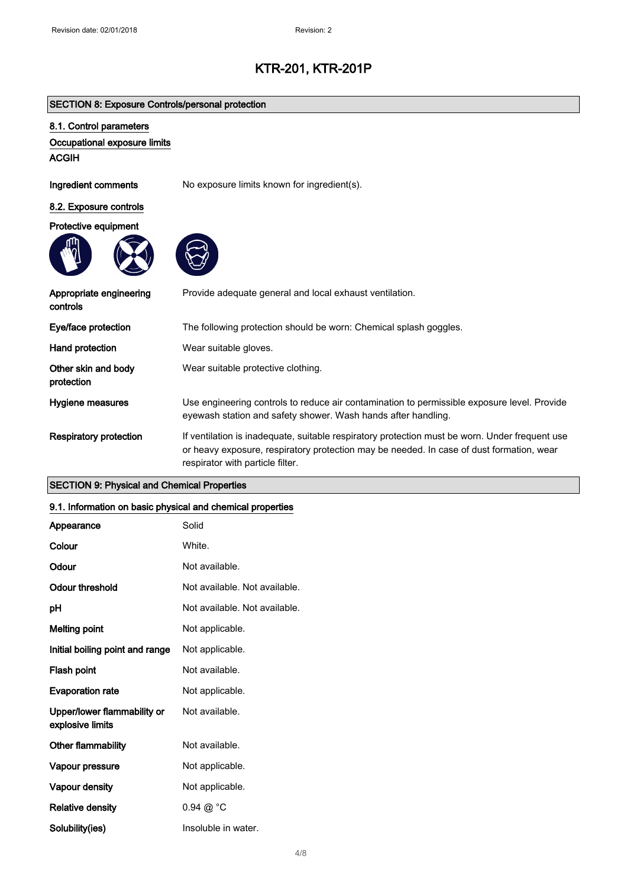## SECTION 8: Exposure Controls/personal protection

### 8.1. Control parameters

**Occupational exposure limits**

**ACGIH**

| | |
|---|---|
| **Ingredient comments** | No exposure limits known for ingredient(s). |

### 8.2. Exposure controls

**Protective equipment**

| | |
|---|---|
| **Appropriate engineering controls** | Provide adequate general and local exhaust ventilation. |
| **Eye/face protection** | The following protection should be worn: Chemical splash goggles. |
| **Hand protection** | Wear suitable gloves. |
| **Other skin and body protection** | Wear suitable protective clothing. |
| **Hygiene measures** | Use engineering controls to reduce air contamination to permissible exposure level. Provide eyewash station and safety shower. Wash hands after handling. |
| **Respiratory protection** | If ventilation is inadequate, suitable respiratory protection must be worn. Under frequent use or heavy exposure, respiratory protection may be needed. In case of dust formation, wear respirator with particle filter. |

## SECTION 9: Physical and Chemical Properties

### 9.1. Information on basic physical and chemical properties

| | |
|---|---|
| **Appearance** | Solid |
| **Colour** | White. |
| **Odour** | Not available. |
| **Odour threshold** | Not available. Not available. |
| **pH** | Not available. Not available. |
| **Melting point** | Not applicable. |
| **Initial boiling point and range** | Not applicable. |
| **Flash point** | Not available. |
| **Evaporation rate** | Not applicable. |
| **Upper/lower flammability or explosive limits** | Not available. |
| **Other flammability** | Not available. |
| **Vapour pressure** | Not applicable. |
| **Vapour density** | Not applicable. |
| **Relative density** | 0.94 @ °C |
| **Solubility(ies)** | Insoluble in water. |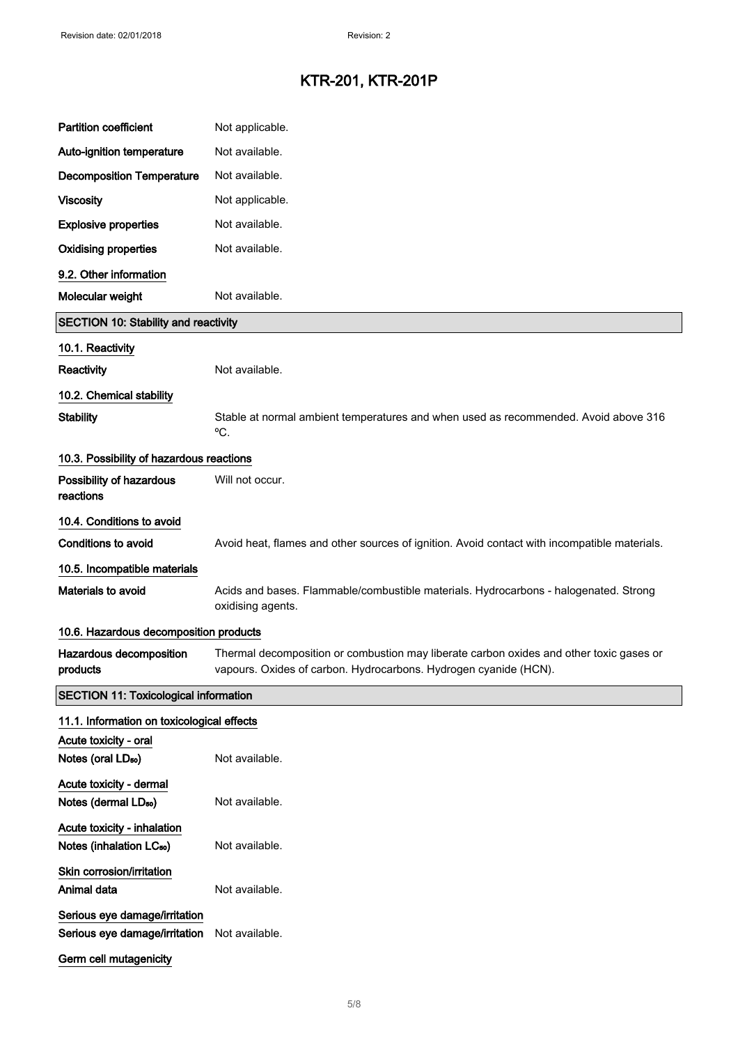# KTR-201, KTR-201P

| | |
|---|---|
| **Partition coefficient** | Not applicable. |
| **Auto-ignition temperature** | Not available. |
| **Decomposition Temperature** | Not available. |
| **Viscosity** | Not applicable. |
| **Explosive properties** | Not available. |
| **Oxidising properties** | Not available. |

### 9.2. Other information

| | |
|---|---|
| **Molecular weight** | Not available. |

## SECTION 10: Stability and reactivity

### 10.1. Reactivity

| | |
|---|---|
| **Reactivity** | Not available. |

### 10.2. Chemical stability

| | |
|---|---|
| **Stability** | Stable at normal ambient temperatures and when used as recommended. Avoid above 316 ºC. |

### 10.3. Possibility of hazardous reactions

| | |
|---|---|
| **Possibility of hazardous reactions** | Will not occur. |

### 10.4. Conditions to avoid

| | |
|---|---|
| **Conditions to avoid** | Avoid heat, flames and other sources of ignition. Avoid contact with incompatible materials. |

### 10.5. Incompatible materials

| | |
|---|---|
| **Materials to avoid** | Acids and bases. Flammable/combustible materials. Hydrocarbons - halogenated. Strong oxidising agents. |

### 10.6. Hazardous decomposition products

| | |
|---|---|
| **Hazardous decomposition products** | Thermal decomposition or combustion may liberate carbon oxides and other toxic gases or vapours. Oxides of carbon. Hydrocarbons. Hydrogen cyanide (HCN). |

## SECTION 11: Toxicological information

### 11.1. Information on toxicological effects

**Acute toxicity - oral**

| | |
|---|---|
| **Notes (oral $LD_{50}$)** | Not available. |

**Acute toxicity - dermal**

| | |
|---|---|
| **Notes (dermal $LD_{50}$)** | Not available. |

**Acute toxicity - inhalation**

| | |
|---|---|
| **Notes (inhalation $LC_{50}$)** | Not available. |

**Skin corrosion/irritation**

| | |
|---|---|
| **Animal data** | Not available. |

**Serious eye damage/irritation**

| | |
|---|---|
| **Serious eye damage/irritation** | Not available. |

**Germ cell mutagenicity**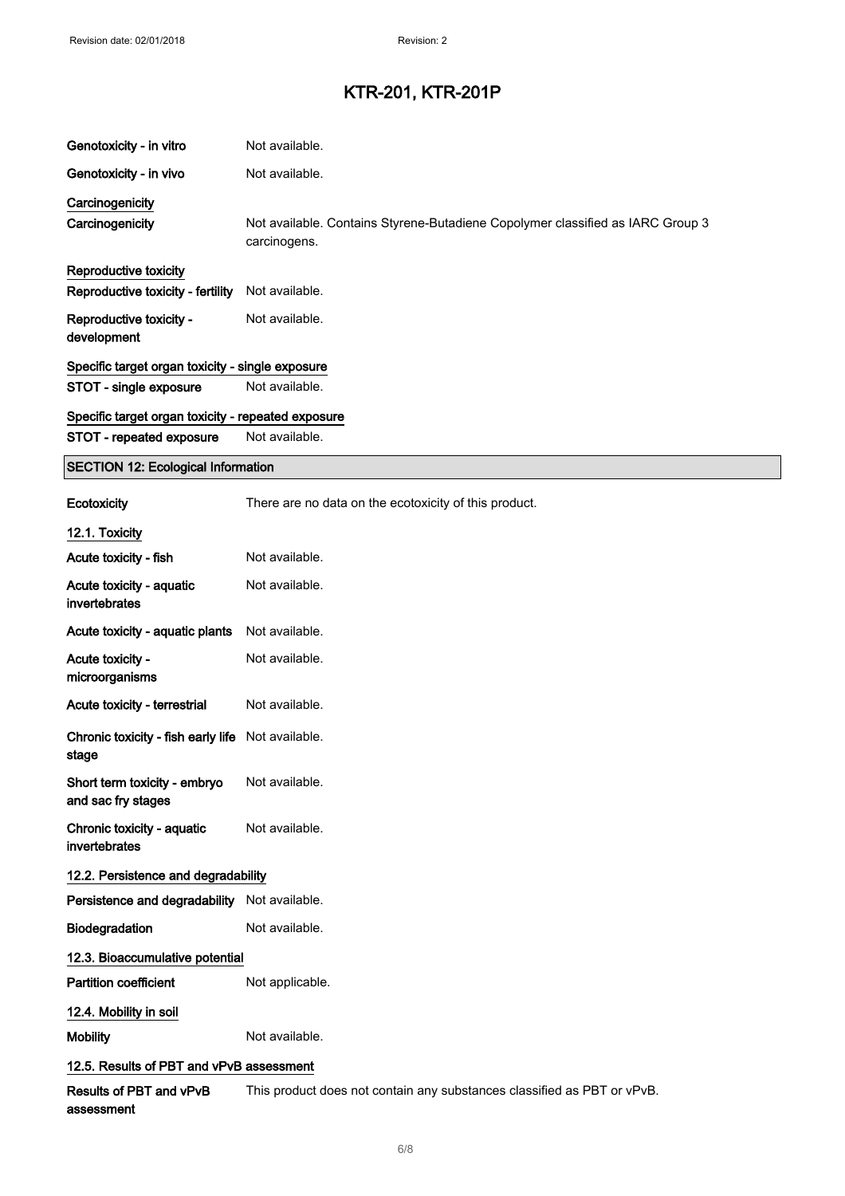| | |
|---|---|
| **Genotoxicity - in vitro** | Not available. |
| **Genotoxicity - in vivo** | Not available. |

**Carcinogenicity**

| | |
|---|---|
| **Carcinogenicity** | Not available. Contains Styrene-Butadiene Copolymer classified as IARC Group 3 carcinogens. |

**Reproductive toxicity**

| | |
|---|---|
| **Reproductive toxicity - fertility** | Not available. |
| **Reproductive toxicity - development** | Not available. |

**Specific target organ toxicity - single exposure**

| | |
|---|---|
| **STOT - single exposure** | Not available. |

**Specific target organ toxicity - repeated exposure**

| | |
|---|---|
| **STOT - repeated exposure** | Not available. |

## SECTION 12: Ecological Information

| | |
|---|---|
| **Ecotoxicity** | There are no data on the ecotoxicity of this product. |

**12.1. Toxicity**

| | |
|---|---|
| **Acute toxicity - fish** | Not available. |
| **Acute toxicity - aquatic invertebrates** | Not available. |
| **Acute toxicity - aquatic plants** | Not available. |
| **Acute toxicity - microorganisms** | Not available. |
| **Acute toxicity - terrestrial** | Not available. |
| **Chronic toxicity - fish early life stage** | Not available. |
| **Short term toxicity - embryo and sac fry stages** | Not available. |
| **Chronic toxicity - aquatic invertebrates** | Not available. |

**12.2. Persistence and degradability**

| | |
|---|---|
| **Persistence and degradability** | Not available. |
| **Biodegradation** | Not available. |

**12.3. Bioaccumulative potential**

| | |
|---|---|
| **Partition coefficient** | Not applicable. |

**12.4. Mobility in soil**

| | |
|---|---|
| **Mobility** | Not available. |

**12.5. Results of PBT and vPvB assessment**

| | |
|---|---|
| **Results of PBT and vPvB assessment** | This product does not contain any substances classified as PBT or vPvB. |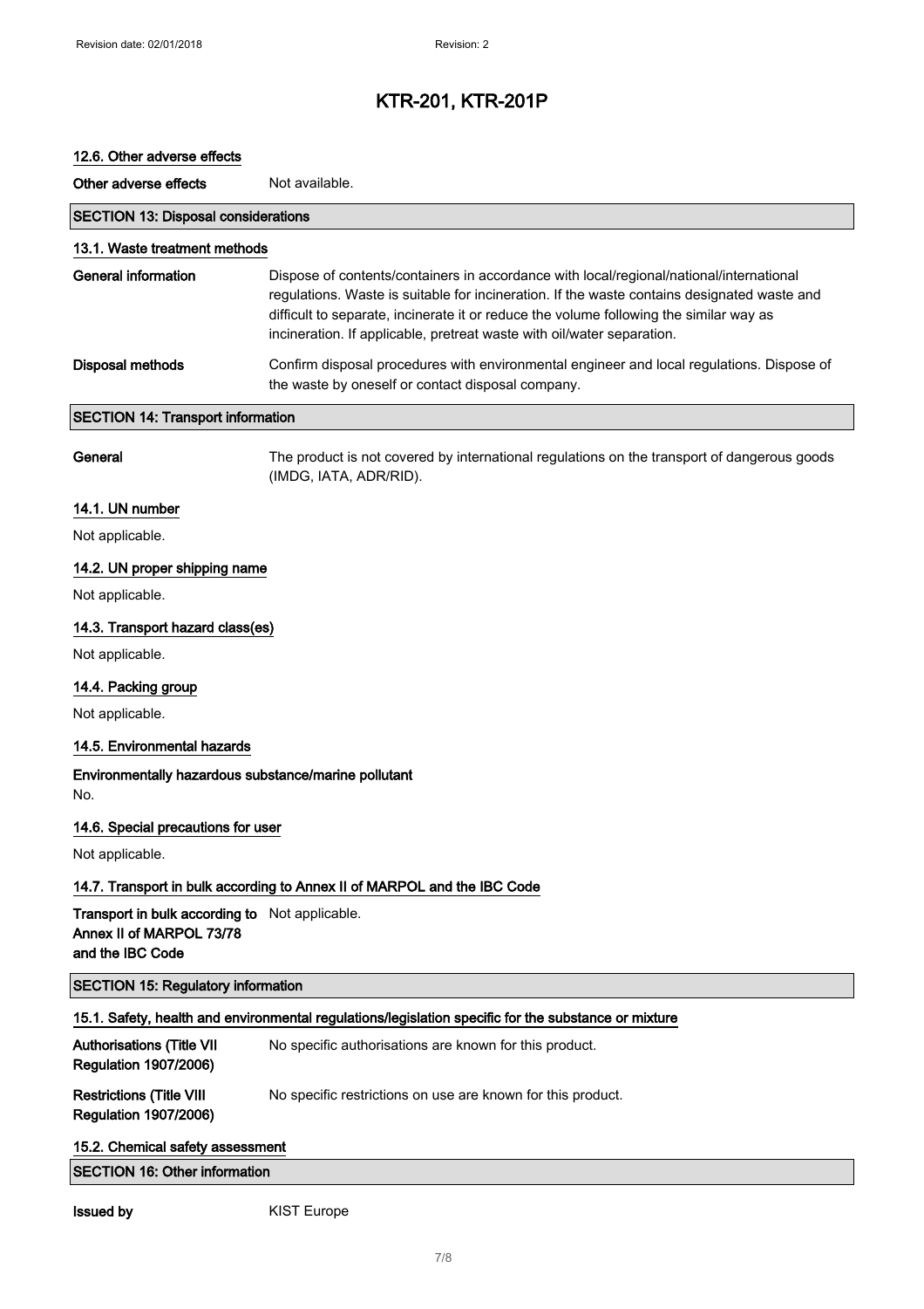# KTR-201, KTR-201P

### 12.6. Other adverse effects

| | |
|---|---|
| **Other adverse effects** | Not available. |

## SECTION 13: Disposal considerations

### 13.1. Waste treatment methods

| | |
|---|---|
| **General information** | Dispose of contents/containers in accordance with local/regional/national/international regulations. Waste is suitable for incineration. If the waste contains designated waste and difficult to separate, incinerate it or reduce the volume following the similar way as incineration. If applicable, pretreat waste with oil/water separation. |
| **Disposal methods** | Confirm disposal procedures with environmental engineer and local regulations. Dispose of the waste by oneself or contact disposal company. |

## SECTION 14: Transport information

| | |
|---|---|
| **General** | The product is not covered by international regulations on the transport of dangerous goods (IMDG, IATA, ADR/RID). |

### 14.1. UN number

Not applicable.

### 14.2. UN proper shipping name

Not applicable.

### 14.3. Transport hazard class(es)

Not applicable.

### 14.4. Packing group

Not applicable.

### 14.5. Environmental hazards

**Environmentally hazardous substance/marine pollutant**

No.

### 14.6. Special precautions for user

Not applicable.

### 14.7. Transport in bulk according to Annex II of MARPOL and the IBC Code

| | |
|---|---|
| **Transport in bulk according to Annex II of MARPOL 73/78 and the IBC Code** | Not applicable. |

## SECTION 15: Regulatory information

### 15.1. Safety, health and environmental regulations/legislation specific for the substance or mixture

| | |
|---|---|
| **Authorisations (Title VII Regulation 1907/2006)** | No specific authorisations are known for this product. |
| **Restrictions (Title VIII Regulation 1907/2006)** | No specific restrictions on use are known for this product. |

### 15.2. Chemical safety assessment

## SECTION 16: Other information

| | |
|---|---|
| **Issued by** | KIST Europe |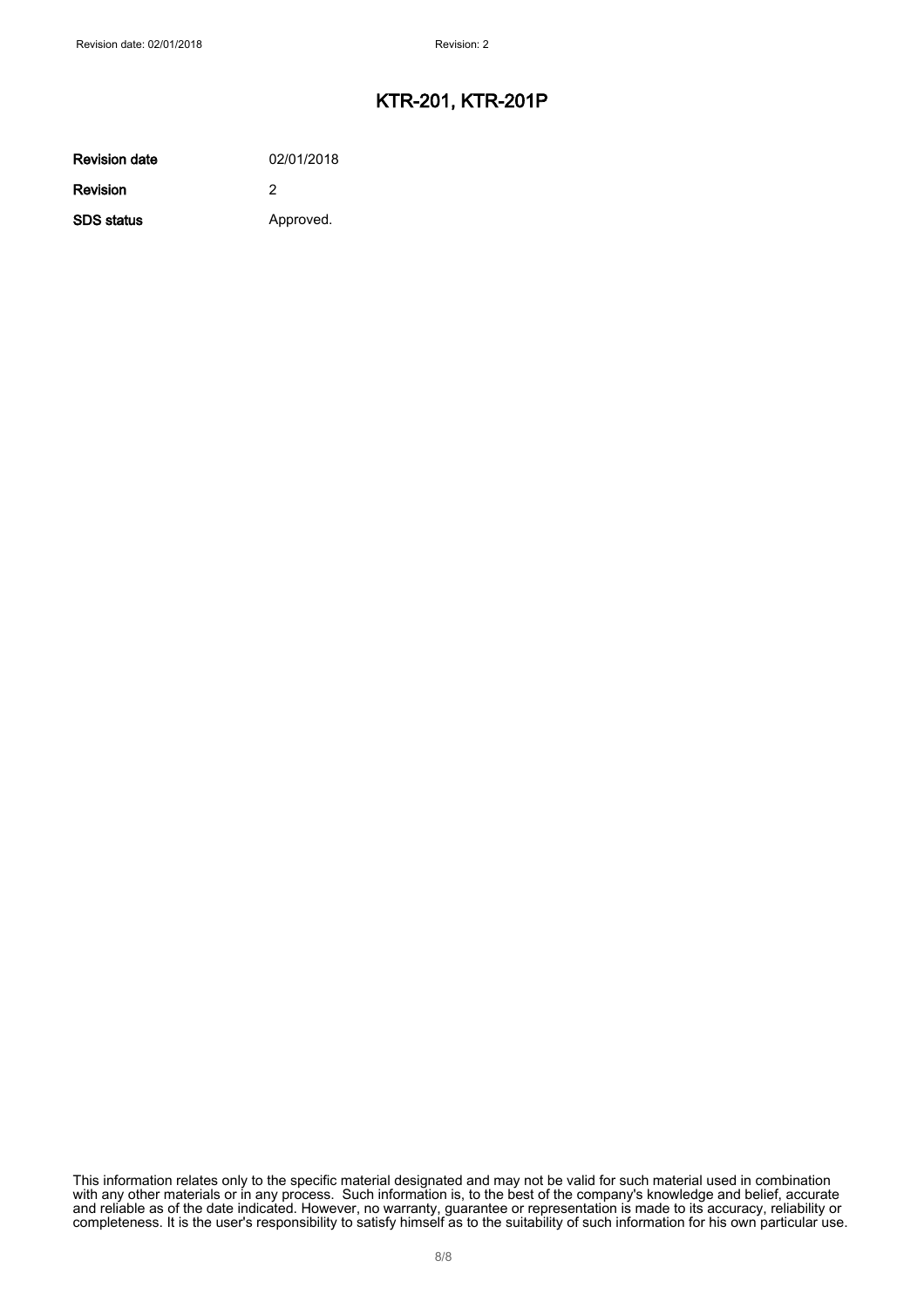# KTR-201, KTR-201P

| | |
|---|---|
| **Revision date** | 02/01/2018 |
| **Revision** | 2 |
| **SDS status** | Approved. |

This information relates only to the specific material designated and may not be valid for such material used in combination with any other materials or in any process. Such information is, to the best of the company's knowledge and belief, accurate and reliable as of the date indicated. However, no warranty, guarantee or representation is made to its accuracy, reliability or completeness. It is the user's responsibility to satisfy himself as to the suitability of such information for his own particular use.